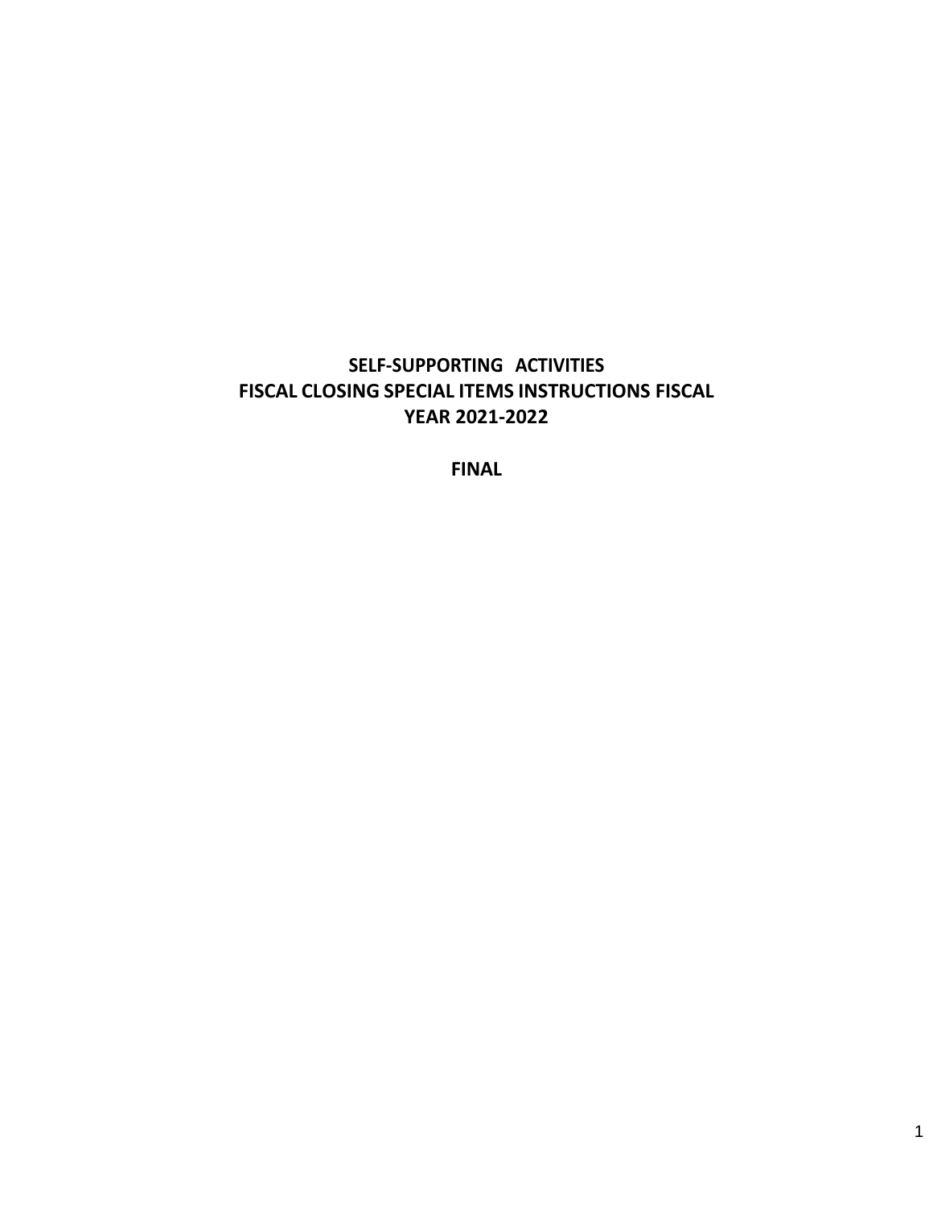# SELF-SUPPORTING ACTIVITIES
# FISCAL CLOSING SPECIAL ITEMS INSTRUCTIONS FISCAL YEAR 2021-2022

## FINAL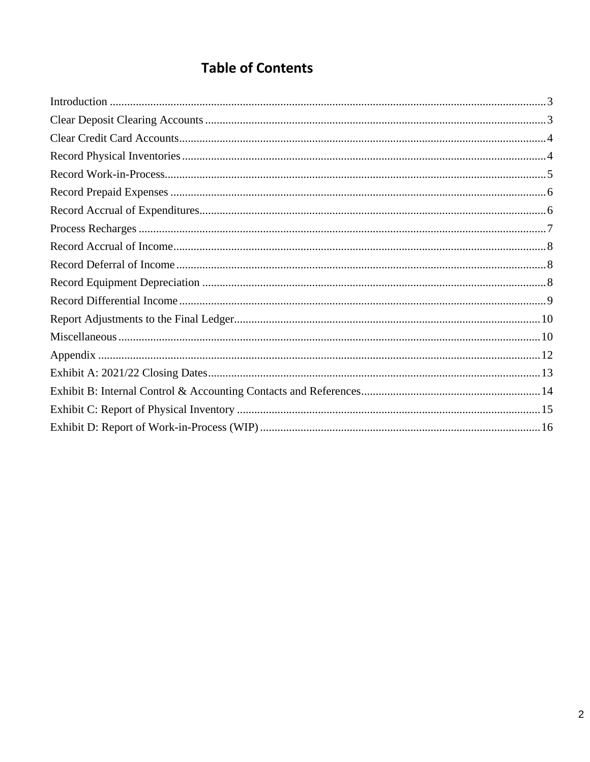# Table of Contents

Introduction ...................................................................................................................................... 3
Clear Deposit Clearing Accounts ..................................................................................................... 3
Clear Credit Card Accounts .............................................................................................................. 4
Record Physical Inventories ............................................................................................................. 4
Record Work-in-Process ................................................................................................................... 5
Record Prepaid Expenses ................................................................................................................. 6
Record Accrual of Expenditures ....................................................................................................... 6
Process Recharges ............................................................................................................................ 7
Record Accrual of Income ................................................................................................................ 8
Record Deferral of Income ............................................................................................................... 8
Record Equipment Depreciation ...................................................................................................... 8
Record Differential Income .............................................................................................................. 9
Report Adjustments to the Final Ledger ......................................................................................... 10
Miscellaneous ................................................................................................................................. 10
Appendix ........................................................................................................................................ 12
Exhibit A: 2021/22 Closing Dates ................................................................................................... 13
Exhibit B: Internal Control & Accounting Contacts and References ............................................. 14
Exhibit C: Report of Physical Inventory ......................................................................................... 15
Exhibit D: Report of Work-in-Process (WIP) ................................................................................. 16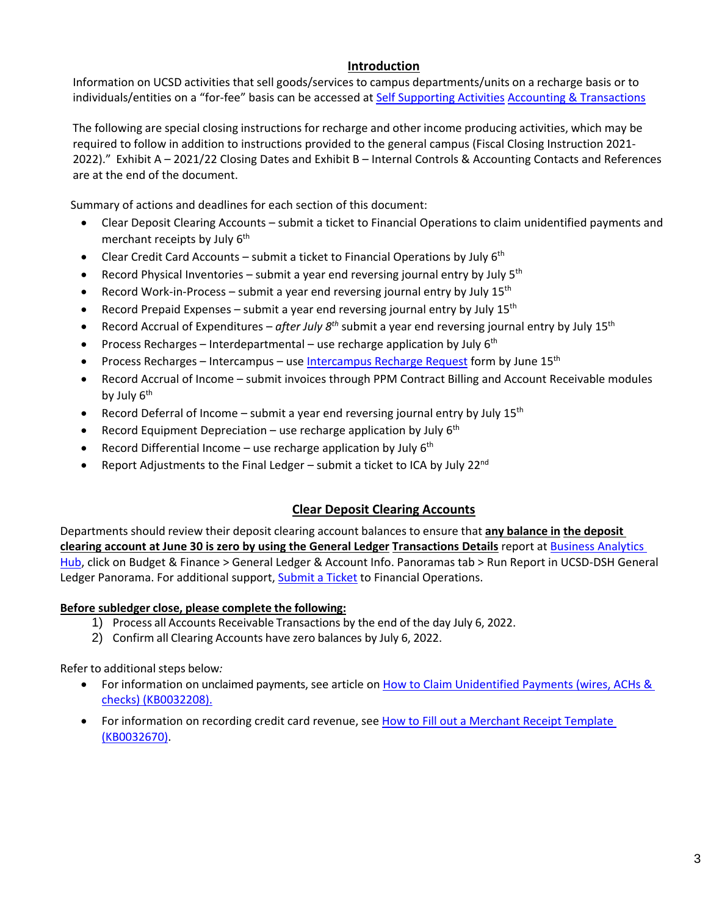## Introduction

Information on UCSD activities that sell goods/services to campus departments/units on a recharge basis or to individuals/entities on a "for-fee" basis can be accessed at Self Supporting Activities Accounting & Transactions

The following are special closing instructions for recharge and other income producing activities, which may be required to follow in addition to instructions provided to the general campus (Fiscal Closing Instruction 2021-2022)." Exhibit A – 2021/22 Closing Dates and Exhibit B – Internal Controls & Accounting Contacts and References are at the end of the document.

Summary of actions and deadlines for each section of this document:

- Clear Deposit Clearing Accounts – submit a ticket to Financial Operations to claim unidentified payments and merchant receipts by July 6th
- Clear Credit Card Accounts – submit a ticket to Financial Operations by July 6th
- Record Physical Inventories – submit a year end reversing journal entry by July 5th
- Record Work-in-Process – submit a year end reversing journal entry by July 15th
- Record Prepaid Expenses – submit a year end reversing journal entry by July 15th
- Record Accrual of Expenditures – *after July 8th* submit a year end reversing journal entry by July 15th
- Process Recharges – Interdepartmental – use recharge application by July 6th
- Process Recharges – Intercampus – use Intercampus Recharge Request form by June 15th
- Record Accrual of Income – submit invoices through PPM Contract Billing and Account Receivable modules by July 6th
- Record Deferral of Income – submit a year end reversing journal entry by July 15th
- Record Equipment Depreciation – use recharge application by July 6th
- Record Differential Income – use recharge application by July 6th
- Report Adjustments to the Final Ledger – submit a ticket to ICA by July 22nd

## Clear Deposit Clearing Accounts

Departments should review their deposit clearing account balances to ensure that **any balance in the deposit clearing account at June 30 is zero by using the General Ledger Transactions Details** report at Business Analytics Hub, click on Budget & Finance > General Ledger & Account Info. Panoramas tab > Run Report in UCSD-DSH General Ledger Panorama. For additional support, Submit a Ticket to Financial Operations.

**Before subledger close, please complete the following:**

1) Process all Accounts Receivable Transactions by the end of the day July 6, 2022.
2) Confirm all Clearing Accounts have zero balances by July 6, 2022.

Refer to additional steps below*:*

- For information on unclaimed payments, see article on How to Claim Unidentified Payments (wires, ACHs & checks) (KB0032208).
- For information on recording credit card revenue, see How to Fill out a Merchant Receipt Template (KB0032670).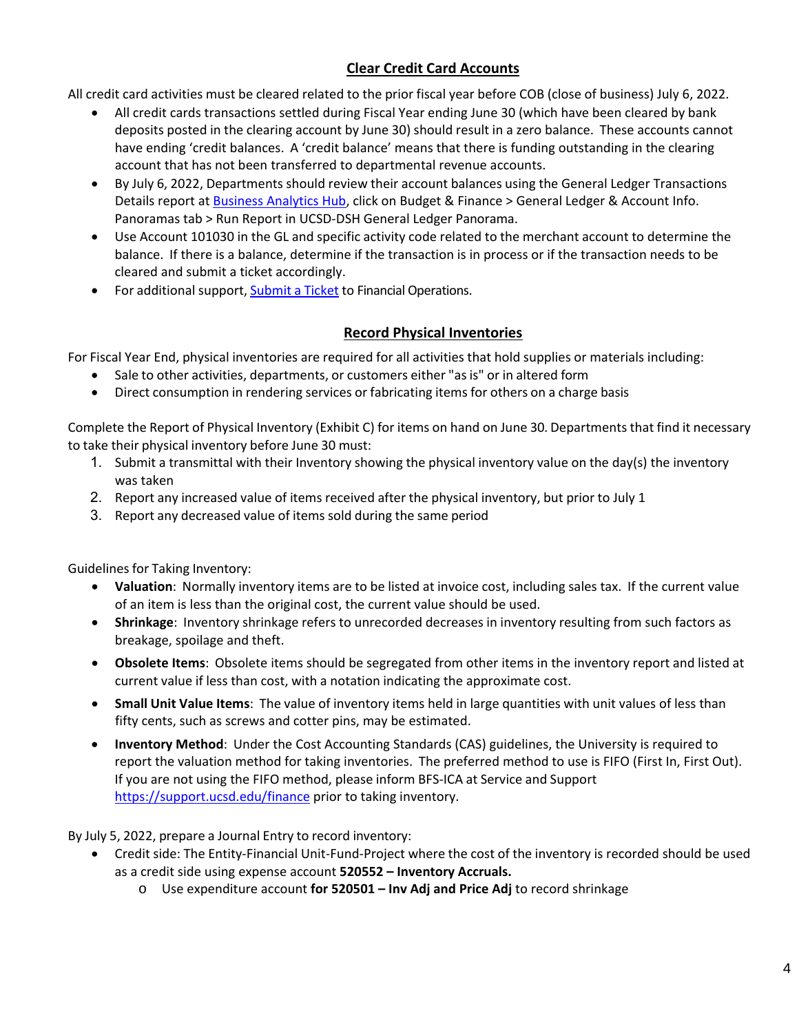## Clear Credit Card Accounts

All credit card activities must be cleared related to the prior fiscal year before COB (close of business) July 6, 2022.

- All credit cards transactions settled during Fiscal Year ending June 30 (which have been cleared by bank deposits posted in the clearing account by June 30) should result in a zero balance. These accounts cannot have ending 'credit balances. A 'credit balance' means that there is funding outstanding in the clearing account that has not been transferred to departmental revenue accounts.
- By July 6, 2022, Departments should review their account balances using the General Ledger Transactions Details report at Business Analytics Hub, click on Budget & Finance > General Ledger & Account Info. Panoramas tab > Run Report in UCSD-DSH General Ledger Panorama.
- Use Account 101030 in the GL and specific activity code related to the merchant account to determine the balance. If there is a balance, determine if the transaction is in process or if the transaction needs to be cleared and submit a ticket accordingly.
- For additional support, Submit a Ticket to Financial Operations.

## Record Physical Inventories

For Fiscal Year End, physical inventories are required for all activities that hold supplies or materials including:

- Sale to other activities, departments, or customers either "as is" or in altered form
- Direct consumption in rendering services or fabricating items for others on a charge basis

Complete the Report of Physical Inventory (Exhibit C) for items on hand on June 30. Departments that find it necessary to take their physical inventory before June 30 must:

1. Submit a transmittal with their Inventory showing the physical inventory value on the day(s) the inventory was taken
2. Report any increased value of items received after the physical inventory, but prior to July 1
3. Report any decreased value of items sold during the same period

Guidelines for Taking Inventory:

- **Valuation**: Normally inventory items are to be listed at invoice cost, including sales tax. If the current value of an item is less than the original cost, the current value should be used.
- **Shrinkage**: Inventory shrinkage refers to unrecorded decreases in inventory resulting from such factors as breakage, spoilage and theft.
- **Obsolete Items**: Obsolete items should be segregated from other items in the inventory report and listed at current value if less than cost, with a notation indicating the approximate cost.
- **Small Unit Value Items**: The value of inventory items held in large quantities with unit values of less than fifty cents, such as screws and cotter pins, may be estimated.
- **Inventory Method**: Under the Cost Accounting Standards (CAS) guidelines, the University is required to report the valuation method for taking inventories. The preferred method to use is FIFO (First In, First Out). If you are not using the FIFO method, please inform BFS-ICA at Service and Support https://support.ucsd.edu/finance prior to taking inventory.

By July 5, 2022, prepare a Journal Entry to record inventory:

- Credit side: The Entity-Financial Unit-Fund-Project where the cost of the inventory is recorded should be used as a credit side using expense account **520552 – Inventory Accruals.**
  - Use expenditure account **for 520501 – Inv Adj and Price Adj** to record shrinkage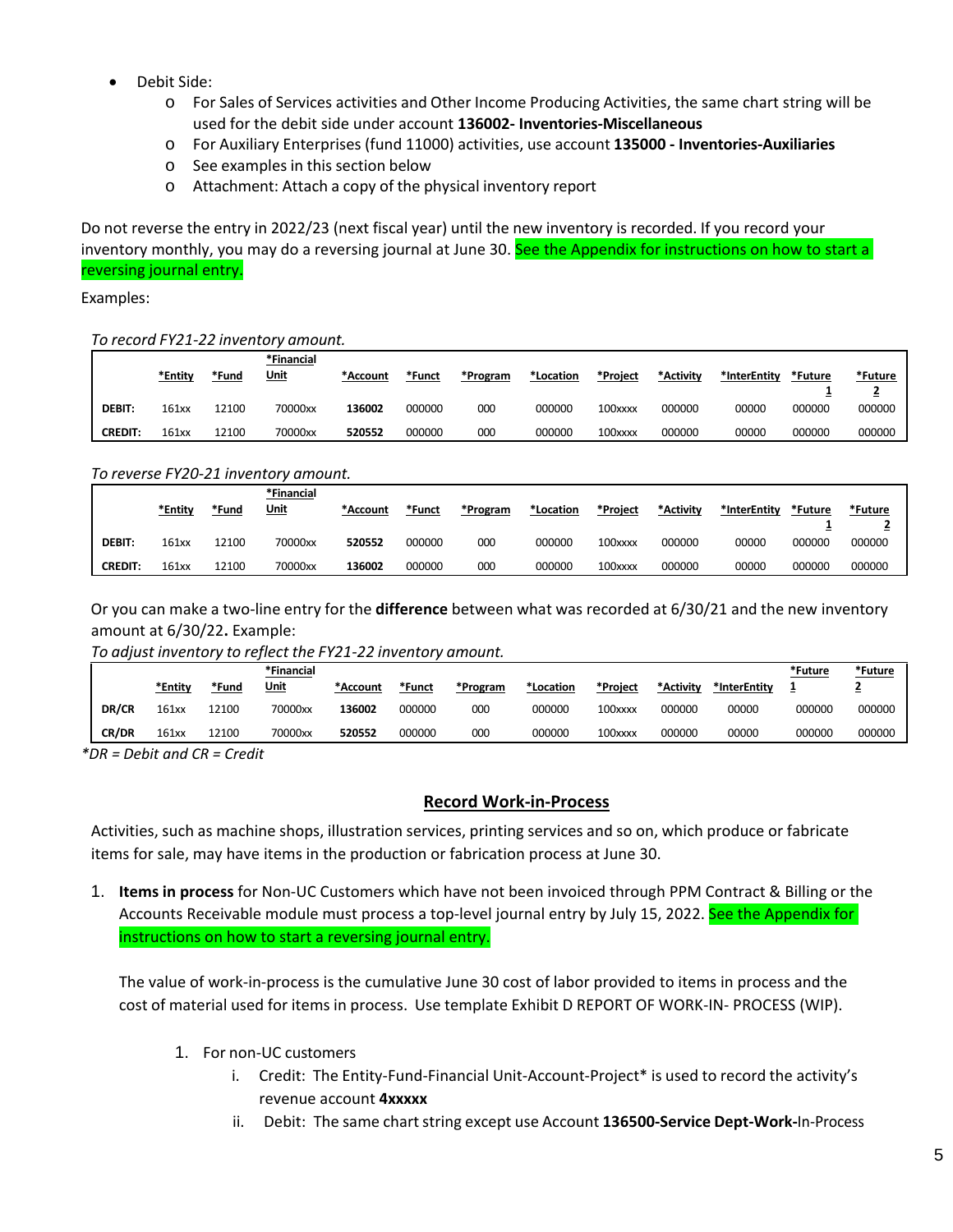- Debit Side:
  - For Sales of Services activities and Other Income Producing Activities, the same chart string will be used for the debit side under account **136002- Inventories-Miscellaneous**
  - For Auxiliary Enterprises (fund 11000) activities, use account **135000 - Inventories-Auxiliaries**
  - See examples in this section below
  - Attachment: Attach a copy of the physical inventory report

Do not reverse the entry in 2022/23 (next fiscal year) until the new inventory is recorded. If you record your inventory monthly, you may do a reversing journal at June 30. See the Appendix for instructions on how to start a reversing journal entry.

Examples:

*To record FY21-22 inventory amount.*

| | *Entity | *Fund | *Financial Unit | *Account | *Funct | *Program | *Location | *Project | *Activity | *InterEntity | *Future 1 | *Future 2 |
|---|---|---|---|---|---|---|---|---|---|---|---|---|
| **DEBIT:** | 161xx | 12100 | 70000xx | **136002** | 000000 | 000 | 000000 | 100xxxx | 000000 | 00000 | 000000 | 000000 |
| **CREDIT:** | 161xx | 12100 | 70000xx | **520552** | 000000 | 000 | 000000 | 100xxxx | 000000 | 00000 | 000000 | 000000 |

*To reverse FY20-21 inventory amount.*

| | *Entity | *Fund | *Financial Unit | *Account | *Funct | *Program | *Location | *Project | *Activity | *InterEntity | *Future 1 | *Future 2 |
|---|---|---|---|---|---|---|---|---|---|---|---|---|
| **DEBIT:** | 161xx | 12100 | 70000xx | **520552** | 000000 | 000 | 000000 | 100xxxx | 000000 | 00000 | 000000 | 000000 |
| **CREDIT:** | 161xx | 12100 | 70000xx | **136002** | 000000 | 000 | 000000 | 100xxxx | 000000 | 00000 | 000000 | 000000 |

Or you can make a two-line entry for the **difference** between what was recorded at 6/30/21 and the new inventory amount at 6/30/22**.** Example:

*To adjust inventory to reflect the FY21-22 inventory amount.*

| | *Entity | *Fund | *Financial Unit | *Account | *Funct | *Program | *Location | *Project | *Activity | *InterEntity | *Future 1 | *Future 2 |
|---|---|---|---|---|---|---|---|---|---|---|---|---|
| **DR/CR** | 161xx | 12100 | 70000xx | **136002** | 000000 | 000 | 000000 | 100xxxx | 000000 | 00000 | 000000 | 000000 |
| **CR/DR** | 161xx | 12100 | 70000xx | **520552** | 000000 | 000 | 000000 | 100xxxx | 000000 | 00000 | 000000 | 000000 |

*\*DR = Debit and CR = Credit*

## Record Work-in-Process

Activities, such as machine shops, illustration services, printing services and so on, which produce or fabricate items for sale, may have items in the production or fabrication process at June 30.

1. **Items in process** for Non-UC Customers which have not been invoiced through PPM Contract & Billing or the Accounts Receivable module must process a top-level journal entry by July 15, 2022. See the Appendix for instructions on how to start a reversing journal entry.

   The value of work-in-process is the cumulative June 30 cost of labor provided to items in process and the cost of material used for items in process. Use template Exhibit D REPORT OF WORK-IN- PROCESS (WIP).

   1. For non-UC customers
      i. Credit: The Entity-Fund-Financial Unit-Account-Project* is used to record the activity's revenue account **4xxxxx**
      ii. Debit: The same chart string except use Account **136500-Service Dept-Work-**In-Process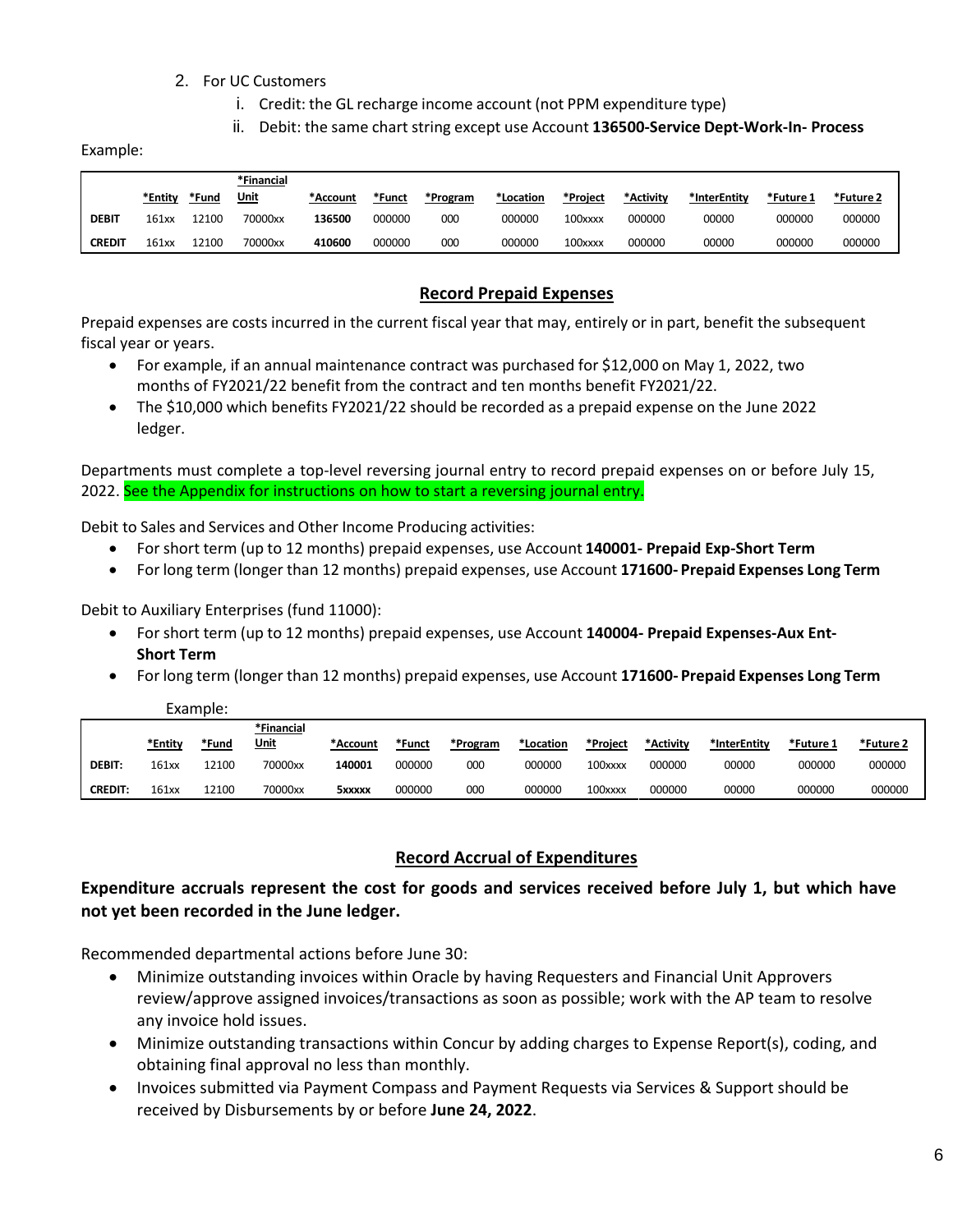2. For UC Customers
    1. Credit: the GL recharge income account (not PPM expenditure type)
    2. Debit: the same chart string except use Account **136500-Service Dept-Work-In- Process**

Example:

| | *Entity | *Fund | *Financial Unit | *Account | *Funct | *Program | *Location | *Project | *Activity | *InterEntity | *Future 1 | *Future 2 |
|---|---|---|---|---|---|---|---|---|---|---|---|---|
| **DEBIT** | 161xx | 12100 | 70000xx | **136500** | 000000 | 000 | 000000 | 100xxxx | 000000 | 00000 | 000000 | 000000 |
| **CREDIT** | 161xx | 12100 | 70000xx | **410600** | 000000 | 000 | 000000 | 100xxxx | 000000 | 00000 | 000000 | 000000 |

## Record Prepaid Expenses

Prepaid expenses are costs incurred in the current fiscal year that may, entirely or in part, benefit the subsequent fiscal year or years.

- For example, if an annual maintenance contract was purchased for $12,000 on May 1, 2022, two months of FY2021/22 benefit from the contract and ten months benefit FY2021/22.
- The $10,000 which benefits FY2021/22 should be recorded as a prepaid expense on the June 2022 ledger.

Departments must complete a top-level reversing journal entry to record prepaid expenses on or before July 15, 2022. See the Appendix for instructions on how to start a reversing journal entry.

Debit to Sales and Services and Other Income Producing activities:

- For short term (up to 12 months) prepaid expenses, use Account **140001- Prepaid Exp-Short Term**
- For long term (longer than 12 months) prepaid expenses, use Account **171600- Prepaid Expenses Long Term**

Debit to Auxiliary Enterprises (fund 11000):

- For short term (up to 12 months) prepaid expenses, use Account **140004- Prepaid Expenses-Aux Ent-Short Term**
- For long term (longer than 12 months) prepaid expenses, use Account **171600- Prepaid Expenses Long Term**

Example:

| | *Entity | *Fund | *Financial Unit | *Account | *Funct | *Program | *Location | *Project | *Activity | *InterEntity | *Future 1 | *Future 2 |
|---|---|---|---|---|---|---|---|---|---|---|---|---|
| **DEBIT:** | 161xx | 12100 | 70000xx | **140001** | 000000 | 000 | 000000 | 100xxxx | 000000 | 00000 | 000000 | 000000 |
| **CREDIT:** | 161xx | 12100 | 70000xx | **5xxxxx** | 000000 | 000 | 000000 | 100xxxx | 000000 | 00000 | 000000 | 000000 |

## Record Accrual of Expenditures

**Expenditure accruals represent the cost for goods and services received before July 1, but which have not yet been recorded in the June ledger.**

Recommended departmental actions before June 30:

- Minimize outstanding invoices within Oracle by having Requesters and Financial Unit Approvers review/approve assigned invoices/transactions as soon as possible; work with the AP team to resolve any invoice hold issues.
- Minimize outstanding transactions within Concur by adding charges to Expense Report(s), coding, and obtaining final approval no less than monthly.
- Invoices submitted via Payment Compass and Payment Requests via Services & Support should be received by Disbursements by or before **June 24, 2022**.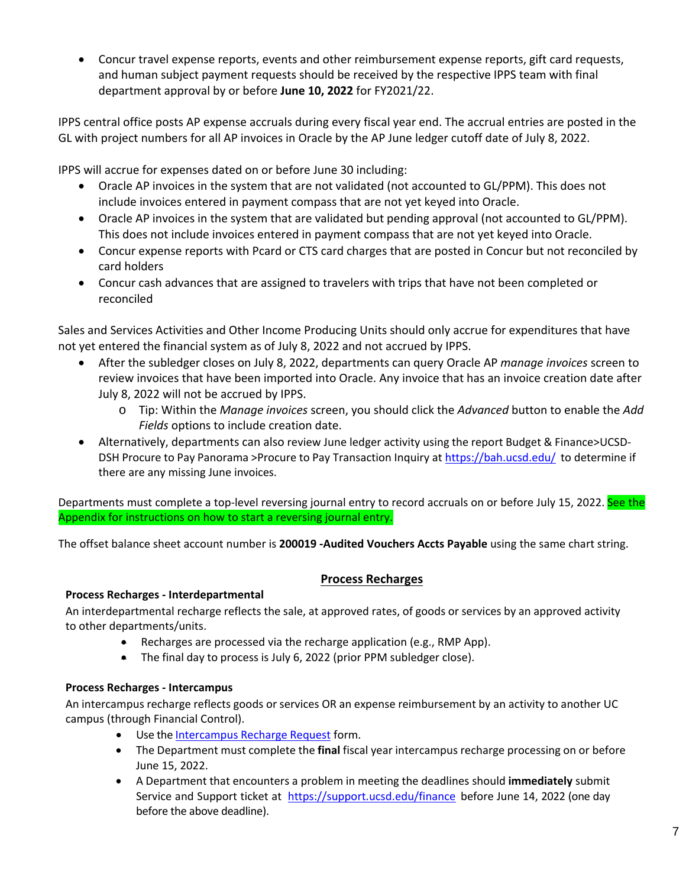- Concur travel expense reports, events and other reimbursement expense reports, gift card requests, and human subject payment requests should be received by the respective IPPS team with final department approval by or before **June 10, 2022** for FY2021/22.

IPPS central office posts AP expense accruals during every fiscal year end. The accrual entries are posted in the GL with project numbers for all AP invoices in Oracle by the AP June ledger cutoff date of July 8, 2022.

IPPS will accrue for expenses dated on or before June 30 including:

- Oracle AP invoices in the system that are not validated (not accounted to GL/PPM). This does not include invoices entered in payment compass that are not yet keyed into Oracle.
- Oracle AP invoices in the system that are validated but pending approval (not accounted to GL/PPM). This does not include invoices entered in payment compass that are not yet keyed into Oracle.
- Concur expense reports with Pcard or CTS card charges that are posted in Concur but not reconciled by card holders
- Concur cash advances that are assigned to travelers with trips that have not been completed or reconciled

Sales and Services Activities and Other Income Producing Units should only accrue for expenditures that have not yet entered the financial system as of July 8, 2022 and not accrued by IPPS.

- After the subledger closes on July 8, 2022, departments can query Oracle AP *manage invoices* screen to review invoices that have been imported into Oracle. Any invoice that has an invoice creation date after July 8, 2022 will not be accrued by IPPS.
    - Tip: Within the *Manage invoices* screen, you should click the *Advanced* button to enable the *Add Fields* options to include creation date.
- Alternatively, departments can also review June ledger activity using the report Budget & Finance>UCSD-DSH Procure to Pay Panorama >Procure to Pay Transaction Inquiry at https://bah.ucsd.edu/ to determine if there are any missing June invoices.

Departments must complete a top-level reversing journal entry to record accruals on or before July 15, 2022. See the Appendix for instructions on how to start a reversing journal entry.

The offset balance sheet account number is **200019 -Audited Vouchers Accts Payable** using the same chart string.

## Process Recharges

### Process Recharges - Interdepartmental

An interdepartmental recharge reflects the sale, at approved rates, of goods or services by an approved activity to other departments/units.

- Recharges are processed via the recharge application (e.g., RMP App).
- The final day to process is July 6, 2022 (prior PPM subledger close).

### Process Recharges - Intercampus

An intercampus recharge reflects goods or services OR an expense reimbursement by an activity to another UC campus (through Financial Control).

- Use the Intercampus Recharge Request form.
- The Department must complete the **final** fiscal year intercampus recharge processing on or before June 15, 2022.
- A Department that encounters a problem in meeting the deadlines should **immediately** submit Service and Support ticket at https://support.ucsd.edu/finance before June 14, 2022 (one day before the above deadline).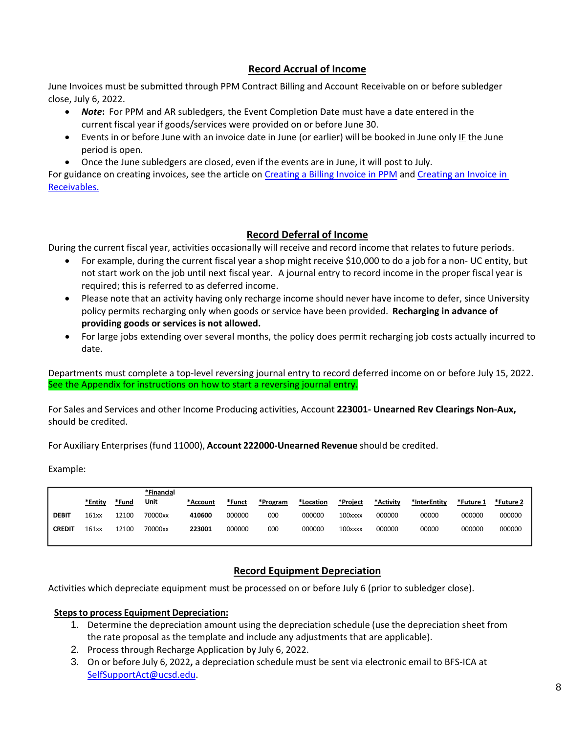## Record Accrual of Income

June Invoices must be submitted through PPM Contract Billing and Account Receivable on or before subledger close, July 6, 2022.

- ***Note*:** For PPM and AR subledgers, the Event Completion Date must have a date entered in the current fiscal year if goods/services were provided on or before June 30.
- Events in or before June with an invoice date in June (or earlier) will be booked in June only IF the June period is open.
- Once the June subledgers are closed, even if the events are in June, it will post to July.

For guidance on creating invoices, see the article on Creating a Billing Invoice in PPM and Creating an Invoice in Receivables.

## Record Deferral of Income

During the current fiscal year, activities occasionally will receive and record income that relates to future periods.

- For example, during the current fiscal year a shop might receive $10,000 to do a job for a non- UC entity, but not start work on the job until next fiscal year. A journal entry to record income in the proper fiscal year is required; this is referred to as deferred income.
- Please note that an activity having only recharge income should never have income to defer, since University policy permits recharging only when goods or service have been provided. **Recharging in advance of providing goods or services is not allowed.**
- For large jobs extending over several months, the policy does permit recharging job costs actually incurred to date.

Departments must complete a top-level reversing journal entry to record deferred income on or before July 15, 2022. See the Appendix for instructions on how to start a reversing journal entry.

For Sales and Services and other Income Producing activities, Account **223001- Unearned Rev Clearings Non-Aux,** should be credited.

For Auxiliary Enterprises (fund 11000), **Account 222000-Unearned Revenue** should be credited.

Example:

| | *Entity | *Fund | *Financial Unit | *Account | *Funct | *Program | *Location | *Project | *Activity | *InterEntity | *Future 1 | *Future 2 |
|---|---|---|---|---|---|---|---|---|---|---|---|---|
| **DEBIT** | 161xx | 12100 | 70000xx | **410600** | 000000 | 000 | 000000 | 100xxxx | 000000 | 00000 | 000000 | 000000 |
| **CREDIT** | 161xx | 12100 | 70000xx | **223001** | 000000 | 000 | 000000 | 100xxxx | 000000 | 00000 | 000000 | 000000 |

## Record Equipment Depreciation

Activities which depreciate equipment must be processed on or before July 6 (prior to subledger close).

**Steps to process Equipment Depreciation:**

1. Determine the depreciation amount using the depreciation schedule (use the depreciation sheet from the rate proposal as the template and include any adjustments that are applicable).
2. Process through Recharge Application by July 6, 2022.
3. On or before July 6, 2022**,** a depreciation schedule must be sent via electronic email to BFS-ICA at SelfSupportAct@ucsd.edu.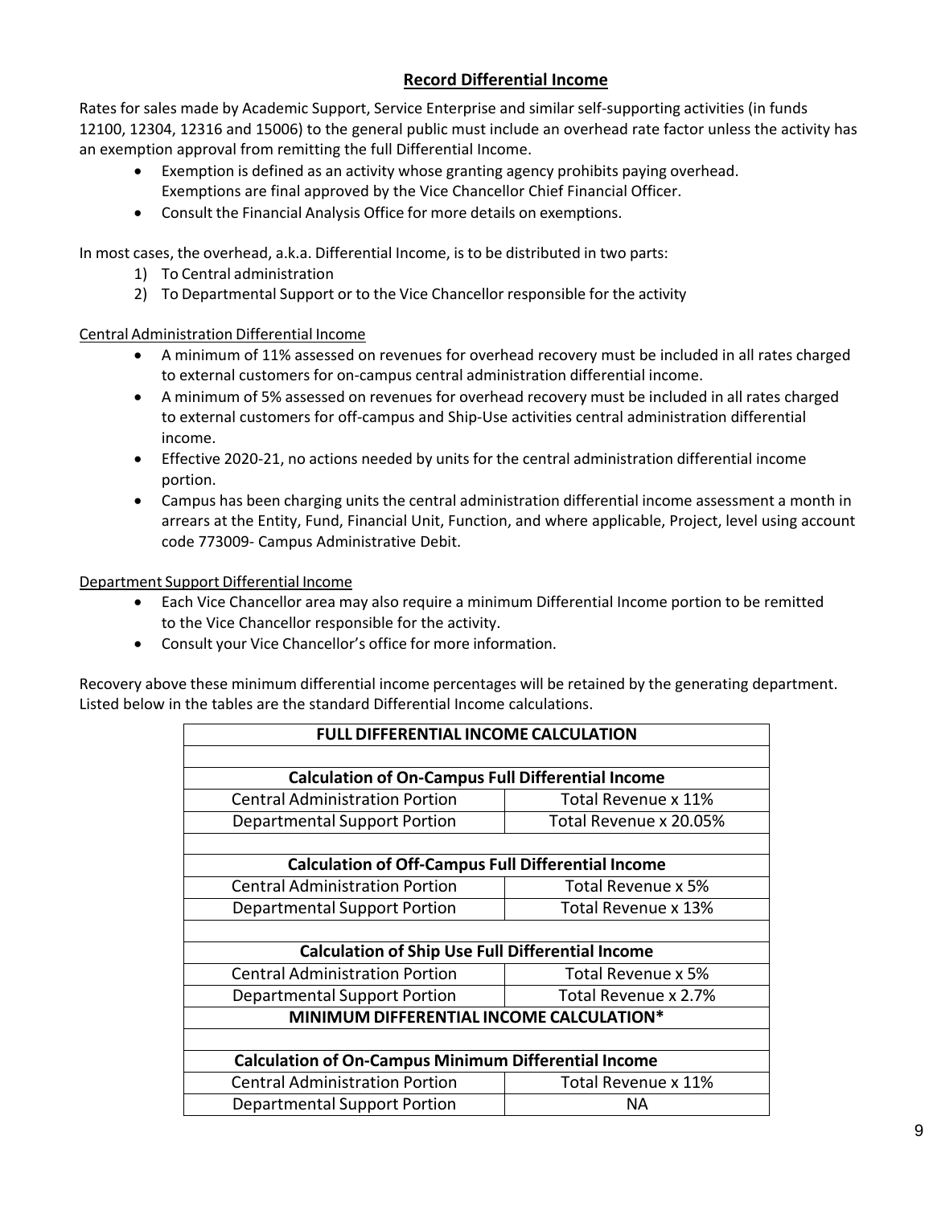## Record Differential Income

Rates for sales made by Academic Support, Service Enterprise and similar self-supporting activities (in funds 12100, 12304, 12316 and 15006) to the general public must include an overhead rate factor unless the activity has an exemption approval from remitting the full Differential Income.

- Exemption is defined as an activity whose granting agency prohibits paying overhead. Exemptions are final approved by the Vice Chancellor Chief Financial Officer.
- Consult the Financial Analysis Office for more details on exemptions.

In most cases, the overhead, a.k.a. Differential Income, is to be distributed in two parts:

1) To Central administration
2) To Departmental Support or to the Vice Chancellor responsible for the activity

Central Administration Differential Income

- A minimum of 11% assessed on revenues for overhead recovery must be included in all rates charged to external customers for on-campus central administration differential income.
- A minimum of 5% assessed on revenues for overhead recovery must be included in all rates charged to external customers for off-campus and Ship-Use activities central administration differential income.
- Effective 2020-21, no actions needed by units for the central administration differential income portion.
- Campus has been charging units the central administration differential income assessment a month in arrears at the Entity, Fund, Financial Unit, Function, and where applicable, Project, level using account code 773009- Campus Administrative Debit.

Department Support Differential Income

- Each Vice Chancellor area may also require a minimum Differential Income portion to be remitted to the Vice Chancellor responsible for the activity.
- Consult your Vice Chancellor's office for more information.

Recovery above these minimum differential income percentages will be retained by the generating department. Listed below in the tables are the standard Differential Income calculations.

| **FULL DIFFERENTIAL INCOME CALCULATION** | |
|---|---|
| | |
| **Calculation of On-Campus Full Differential Income** | |
| Central Administration Portion | Total Revenue x 11% |
| Departmental Support Portion | Total Revenue x 20.05% |
| | |
| **Calculation of Off-Campus Full Differential Income** | |
| Central Administration Portion | Total Revenue x 5% |
| Departmental Support Portion | Total Revenue x 13% |
| | |
| **Calculation of Ship Use Full Differential Income** | |
| Central Administration Portion | Total Revenue x 5% |
| Departmental Support Portion | Total Revenue x 2.7% |
| **MINIMUM DIFFERENTIAL INCOME CALCULATION*** | |
| | |
| **Calculation of On-Campus Minimum Differential Income** | |
| Central Administration Portion | Total Revenue x 11% |
| Departmental Support Portion | NA |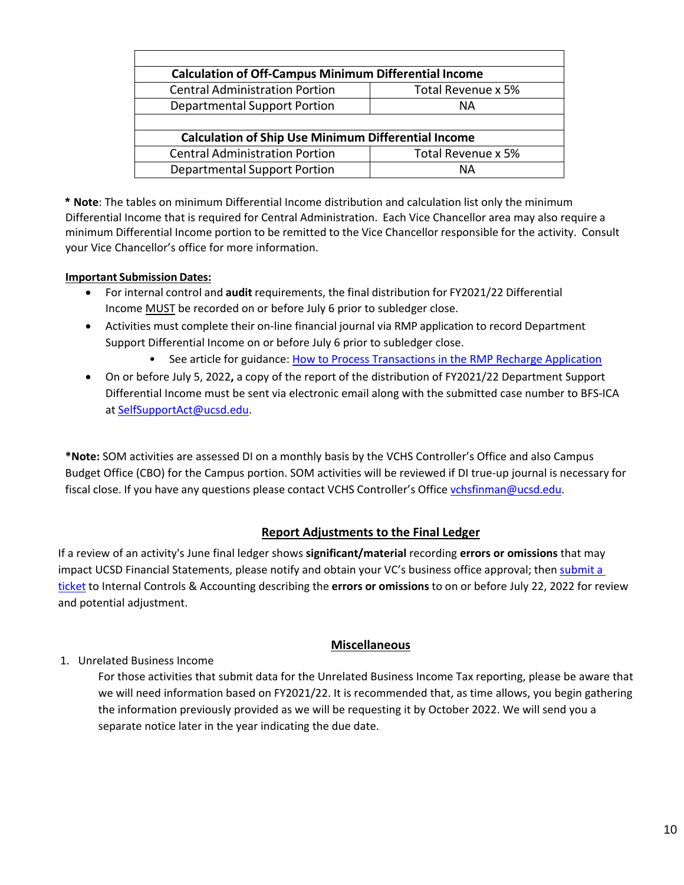| Calculation of Off-Campus Minimum Differential Income | |
|---|---|
| Central Administration Portion | Total Revenue x 5% |
| Departmental Support Portion | NA |
| | |
| **Calculation of Ship Use Minimum Differential Income** | |
| Central Administration Portion | Total Revenue x 5% |
| Departmental Support Portion | NA |

**\* Note**: The tables on minimum Differential Income distribution and calculation list only the minimum Differential Income that is required for Central Administration. Each Vice Chancellor area may also require a minimum Differential Income portion to be remitted to the Vice Chancellor responsible for the activity. Consult your Vice Chancellor's office for more information.

**<u>Important Submission Dates:</u>**

- For internal control and **audit** requirements, the final distribution for FY2021/22 Differential Income <u>MUST</u> be recorded on or before July 6 prior to subledger close.
- Activities must complete their on-line financial journal via RMP application to record Department Support Differential Income on or before July 6 prior to subledger close.
  - See article for guidance: [How to Process Transactions in the RMP Recharge Application]()
- On or before July 5, 2022**,** a copy of the report of the distribution of FY2021/22 Department Support Differential Income must be sent via electronic email along with the submitted case number to BFS-ICA at [SelfSupportAct@ucsd.edu](mailto:SelfSupportAct@ucsd.edu).

**\*Note:** SOM activities are assessed DI on a monthly basis by the VCHS Controller's Office and also Campus Budget Office (CBO) for the Campus portion. SOM activities will be reviewed if DI true-up journal is necessary for fiscal close. If you have any questions please contact VCHS Controller's Office [vchsfinman@ucsd.edu](mailto:vchsfinman@ucsd.edu).

## <u>Report Adjustments to the Final Ledger</u>

If a review of an activity's June final ledger shows **significant/material** recording **errors or omissions** that may impact UCSD Financial Statements, please notify and obtain your VC's business office approval; then [submit a ticket]() to Internal Controls & Accounting describing the **errors or omissions** to on or before July 22, 2022 for review and potential adjustment.

## <u>Miscellaneous</u>

1. Unrelated Business Income

   For those activities that submit data for the Unrelated Business Income Tax reporting, please be aware that we will need information based on FY2021/22. It is recommended that, as time allows, you begin gathering the information previously provided as we will be requesting it by October 2022. We will send you a separate notice later in the year indicating the due date.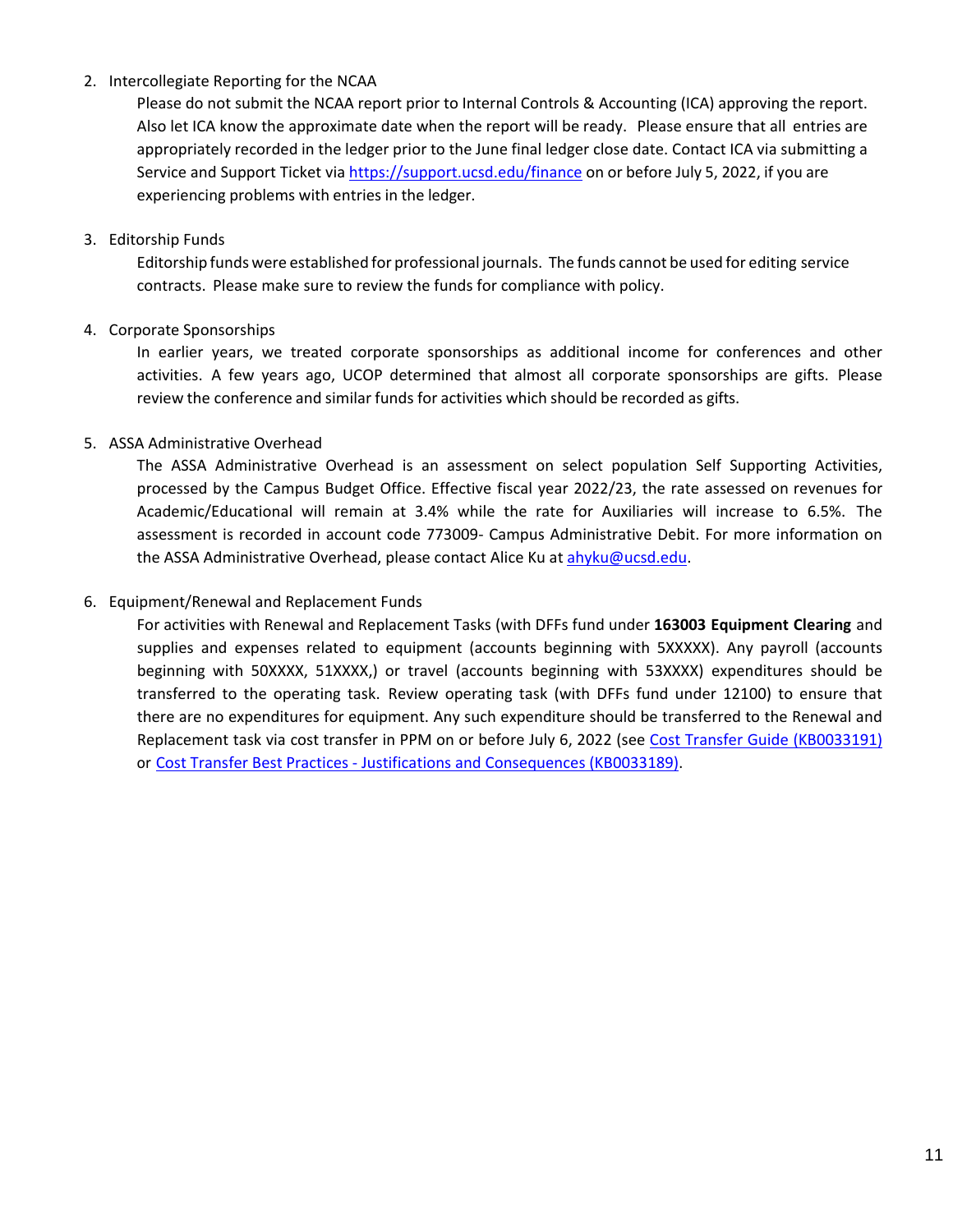2. Intercollegiate Reporting for the NCAA

   Please do not submit the NCAA report prior to Internal Controls & Accounting (ICA) approving the report. Also let ICA know the approximate date when the report will be ready. Please ensure that all entries are appropriately recorded in the ledger prior to the June final ledger close date. Contact ICA via submitting a Service and Support Ticket via [https://support.ucsd.edu/finance](https://support.ucsd.edu/finance) on or before July 5, 2022, if you are experiencing problems with entries in the ledger.

3. Editorship Funds

   Editorship funds were established for professional journals. The funds cannot be used for editing service contracts. Please make sure to review the funds for compliance with policy.

4. Corporate Sponsorships

   In earlier years, we treated corporate sponsorships as additional income for conferences and other activities. A few years ago, UCOP determined that almost all corporate sponsorships are gifts. Please review the conference and similar funds for activities which should be recorded as gifts.

5. ASSA Administrative Overhead

   The ASSA Administrative Overhead is an assessment on select population Self Supporting Activities, processed by the Campus Budget Office. Effective fiscal year 2022/23, the rate assessed on revenues for Academic/Educational will remain at 3.4% while the rate for Auxiliaries will increase to 6.5%. The assessment is recorded in account code 773009- Campus Administrative Debit. For more information on the ASSA Administrative Overhead, please contact Alice Ku at [ahyku@ucsd.edu](mailto:ahyku@ucsd.edu).

6. Equipment/Renewal and Replacement Funds

   For activities with Renewal and Replacement Tasks (with DFFs fund under **163003 Equipment Clearing** and supplies and expenses related to equipment (accounts beginning with 5XXXXX). Any payroll (accounts beginning with 50XXXX, 51XXXX,) or travel (accounts beginning with 53XXXX) expenditures should be transferred to the operating task. Review operating task (with DFFs fund under 12100) to ensure that there are no expenditures for equipment. Any such expenditure should be transferred to the Renewal and Replacement task via cost transfer in PPM on or before July 6, 2022 (see [Cost Transfer Guide (KB0033191)]() or [Cost Transfer Best Practices - Justifications and Consequences (KB0033189)]().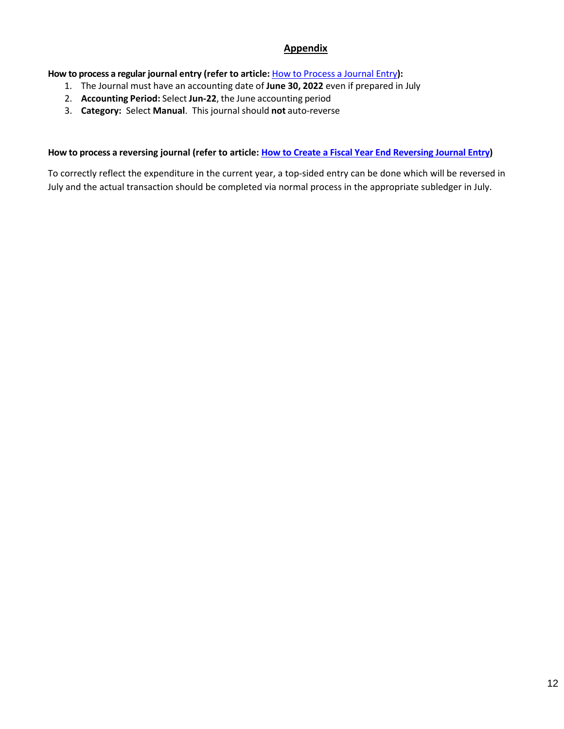## Appendix

**How to process a regular journal entry (refer to article:** How to Process a Journal Entry**):**

1. The Journal must have an accounting date of **June 30, 2022** even if prepared in July
2. **Accounting Period:** Select **Jun-22**, the June accounting period
3. **Category:** Select **Manual**. This journal should **not** auto-reverse

**How to process a reversing journal (refer to article: How to Create a Fiscal Year End Reversing Journal Entry)**

To correctly reflect the expenditure in the current year, a top-sided entry can be done which will be reversed in July and the actual transaction should be completed via normal process in the appropriate subledger in July.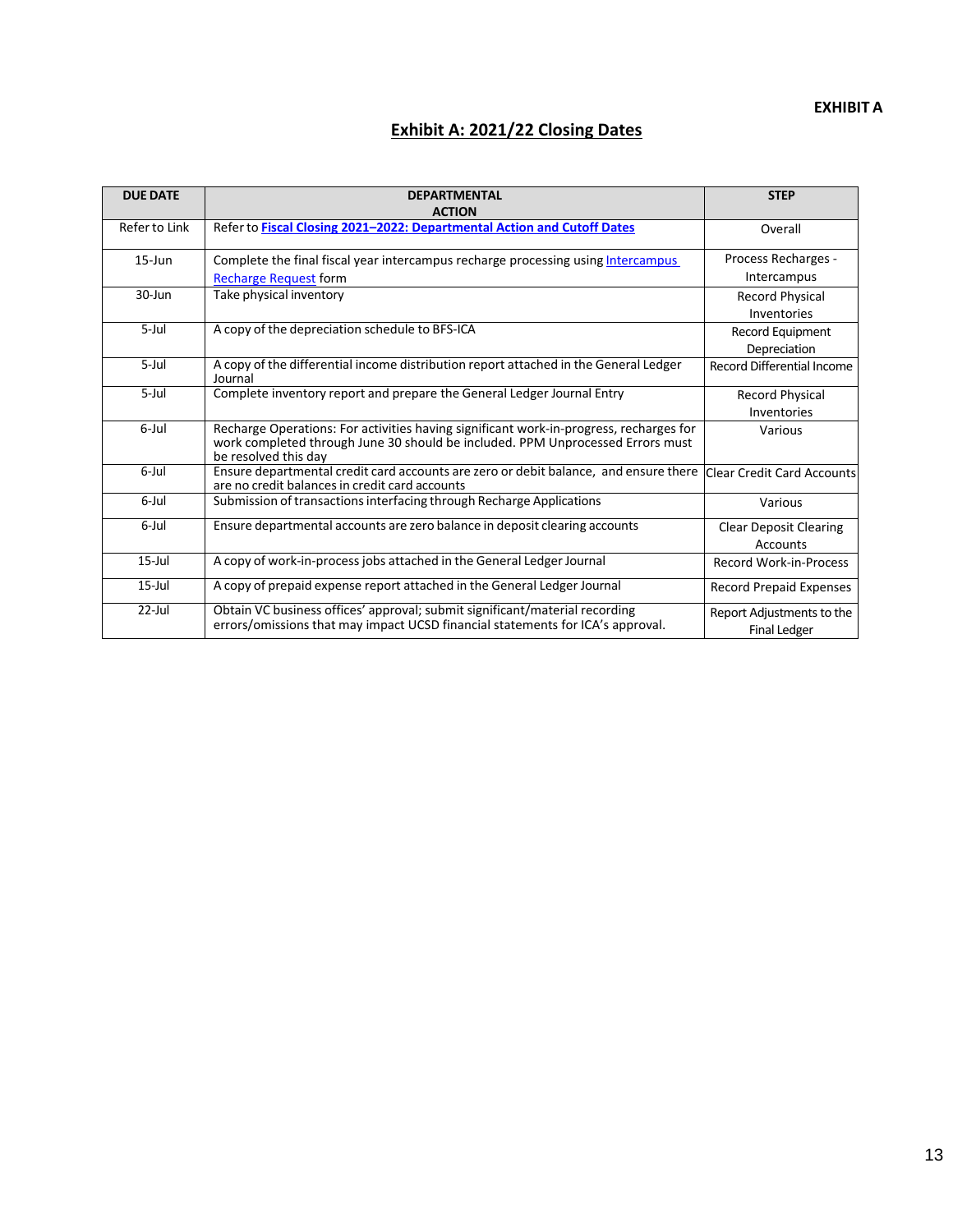**EXHIBIT A**

# Exhibit A: 2021/22 Closing Dates

| DUE DATE | DEPARTMENTAL ACTION | STEP |
|---|---|---|
| Refer to Link | Refer to **Fiscal Closing 2021–2022: Departmental Action and Cutoff Dates** | Overall |
| 15-Jun | Complete the final fiscal year intercampus recharge processing using Intercampus Recharge Request form | Process Recharges - Intercampus |
| 30-Jun | Take physical inventory | Record Physical Inventories |
| 5-Jul | A copy of the depreciation schedule to BFS-ICA | Record Equipment Depreciation |
| 5-Jul | A copy of the differential income distribution report attached in the General Ledger Journal | Record Differential Income |
| 5-Jul | Complete inventory report and prepare the General Ledger Journal Entry | Record Physical Inventories |
| 6-Jul | Recharge Operations: For activities having significant work-in-progress, recharges for work completed through June 30 should be included. PPM Unprocessed Errors must be resolved this day | Various |
| 6-Jul | Ensure departmental credit card accounts are zero or debit balance, and ensure there are no credit balances in credit card accounts | Clear Credit Card Accounts |
| 6-Jul | Submission of transactions interfacing through Recharge Applications | Various |
| 6-Jul | Ensure departmental accounts are zero balance in deposit clearing accounts | Clear Deposit Clearing Accounts |
| 15-Jul | A copy of work-in-process jobs attached in the General Ledger Journal | Record Work-in-Process |
| 15-Jul | A copy of prepaid expense report attached in the General Ledger Journal | Record Prepaid Expenses |
| 22-Jul | Obtain VC business offices' approval; submit significant/material recording errors/omissions that may impact UCSD financial statements for ICA's approval. | Report Adjustments to the Final Ledger |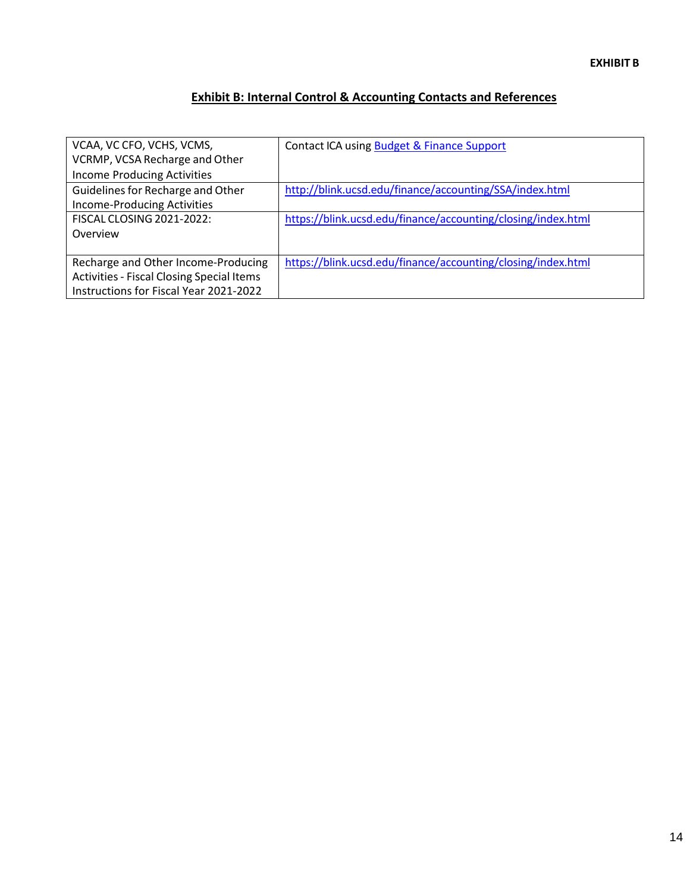**EXHIBIT B**

## Exhibit B: Internal Control & Accounting Contacts and References

| | |
|---|---|
| VCAA, VC CFO, VCHS, VCMS, VCRMP, VCSA Recharge and Other Income Producing Activities | Contact ICA using Budget & Finance Support |
| Guidelines for Recharge and Other Income-Producing Activities | http://blink.ucsd.edu/finance/accounting/SSA/index.html |
| FISCAL CLOSING 2021-2022: Overview | https://blink.ucsd.edu/finance/accounting/closing/index.html |
| Recharge and Other Income-Producing Activities - Fiscal Closing Special Items Instructions for Fiscal Year 2021-2022 | https://blink.ucsd.edu/finance/accounting/closing/index.html |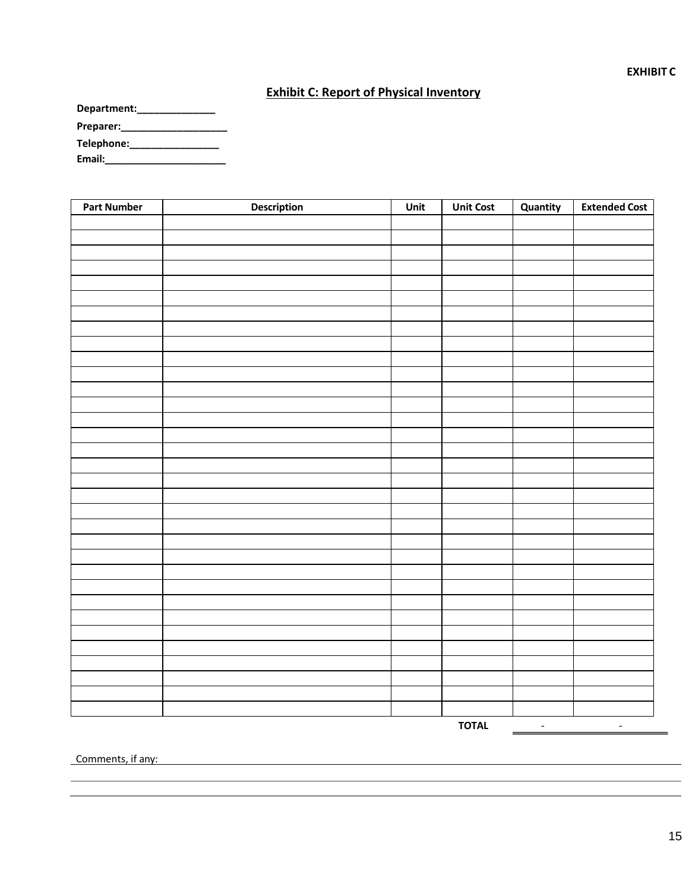**EXHIBIT C**

## Exhibit C: Report of Physical Inventory

**Department:______________**

**Preparer:___________________**

**Telephone:________________**

**Email:______________________**

| Part Number | Description | Unit | Unit Cost | Quantity | Extended Cost |
|---|---|---|---|---|---|
| | | | | | |
| | | | | | |
| | | | | | |
| | | | | | |
| | | | | | |
| | | | | | |
| | | | | | |
| | | | | | |
| | | | | | |
| | | | | | |
| | | | | | |
| | | | | | |
| | | | | | |
| | | | | | |
| | | | | | |
| | | | | | |
| | | | | | |
| | | | | | |
| | | | | | |
| | | | | | |
| | | | | | |
| | | | | | |
| | | | | | |
| | | | | | |
| | | | | | |
| | | | | | |
| | | | | | |
| | | | | | |
| | | | | | |
| | | | | | |
| | | | | | |
| | | | | | |
| | | | | | |
| | | | | | |
| | | | **TOTAL** | - | - |

Comments, if any: ____________________________________________________________

______________________________________________________________________________

______________________________________________________________________________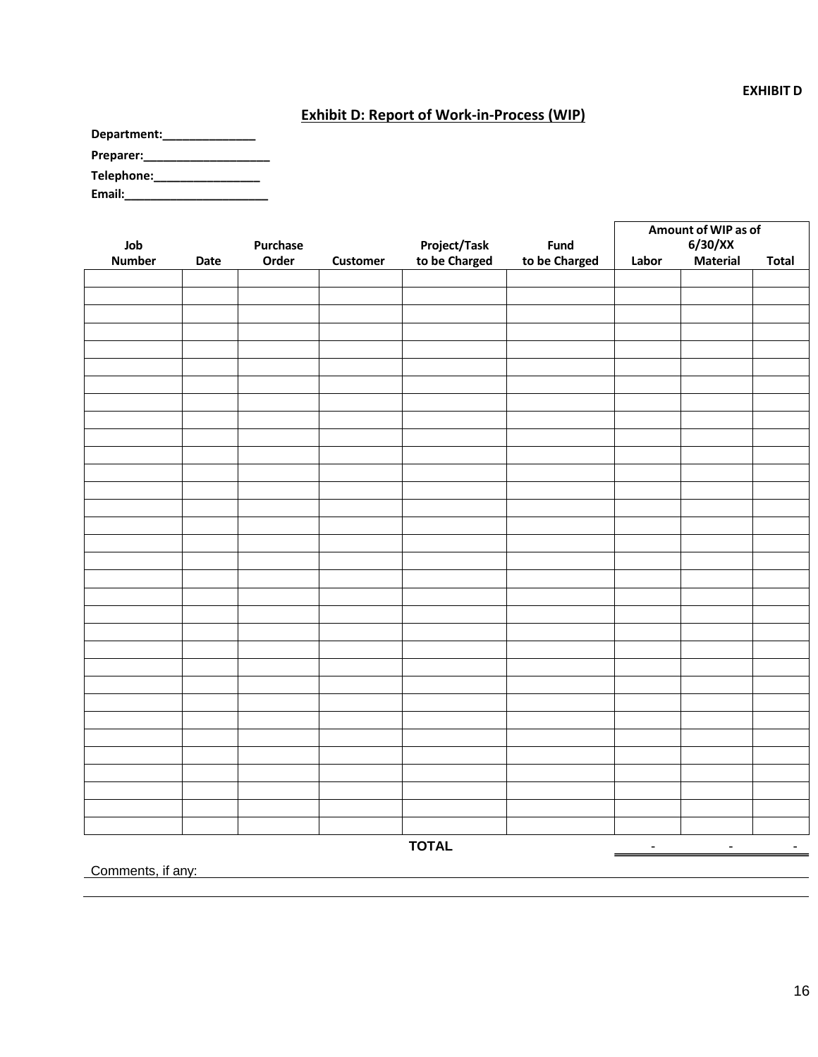**EXHIBIT D**

## Exhibit D: Report of Work-in-Process (WIP)

**Department:**______________

**Preparer:**____________________

**Telephone:**_________________

**Email:**_______________________

| Job Number | Date | Purchase Order | Customer | Project/Task to be Charged | Fund to be Charged | Amount of WIP as of 6/30/XX | | |
|---|---|---|---|---|---|---|---|---|
| | | | | | | Labor | Material | Total |
| | | | | | | | | |
| | | | | | | | | |
| | | | | | | | | |
| | | | | | | | | |
| | | | | | | | | |
| | | | | | | | | |
| | | | | | | | | |
| | | | | | | | | |
| | | | | | | | | |
| | | | | | | | | |
| | | | | | | | | |
| | | | | | | | | |
| | | | | | | | | |
| | | | | | | | | |
| | | | | | | | | |
| | | | | | | | | |
| | | | | | | | | |
| | | | | | | | | |
| | | | | | | | | |
| | | | | | | | | |
| | | | | | | | | |
| | | | | | | | | |
| | | | | | | | | |
| | | | | | | | | |
| | | | | | | | | |
| | | | | | | | | |
| | | | | | | | | |
| | | | | | | | | |
| | | | | | | | | |
| | | | | | | | | |
| | | | | | | | | |
| | | | | TOTAL | | - | - | - |

Comments, if any: ______________________________________________

______________________________________________________________